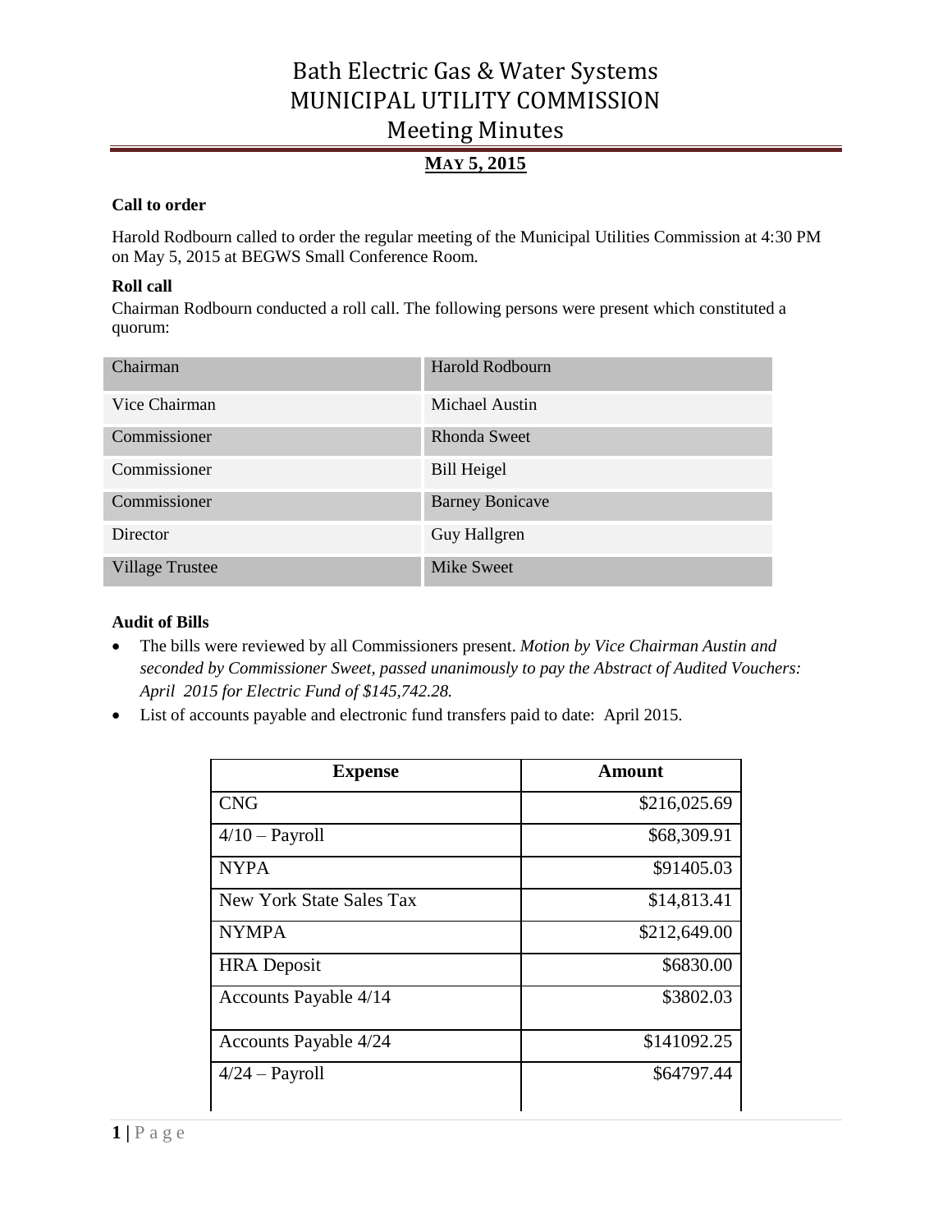# Bath Electric Gas & Water Systems
# MUNICIPAL UTILITY COMMISSION
# Meeting Minutes

## MAY 5, 2015

**Call to order**

Harold Rodbourn called to order the regular meeting of the Municipal Utilities Commission at 4:30 PM on May 5, 2015 at BEGWS Small Conference Room.

**Roll call**

Chairman Rodbourn conducted a roll call. The following persons were present which constituted a quorum:

| | |
|---|---|
| Chairman | Harold Rodbourn |
| Vice Chairman | Michael Austin |
| Commissioner | Rhonda Sweet |
| Commissioner | Bill Heigel |
| Commissioner | Barney Bonicave |
| Director | Guy Hallgren |
| Village Trustee | Mike Sweet |

**Audit of Bills**

- The bills were reviewed by all Commissioners present. *Motion by Vice Chairman Austin and seconded by Commissioner Sweet, passed unanimously to pay the Abstract of Audited Vouchers: April 2015 for Electric Fund of $145,742.28.*
- List of accounts payable and electronic fund transfers paid to date: April 2015.

| Expense | Amount |
|---|---:|
| CNG | $216,025.69 |
| 4/10 – Payroll | $68,309.91 |
| NYPA | $91405.03 |
| New York State Sales Tax | $14,813.41 |
| NYMPA | $212,649.00 |
| HRA Deposit | $6830.00 |
| Accounts Payable 4/14 | $3802.03 |
| Accounts Payable 4/24 | $141092.25 |
| 4/24 – Payroll | $64797.44 |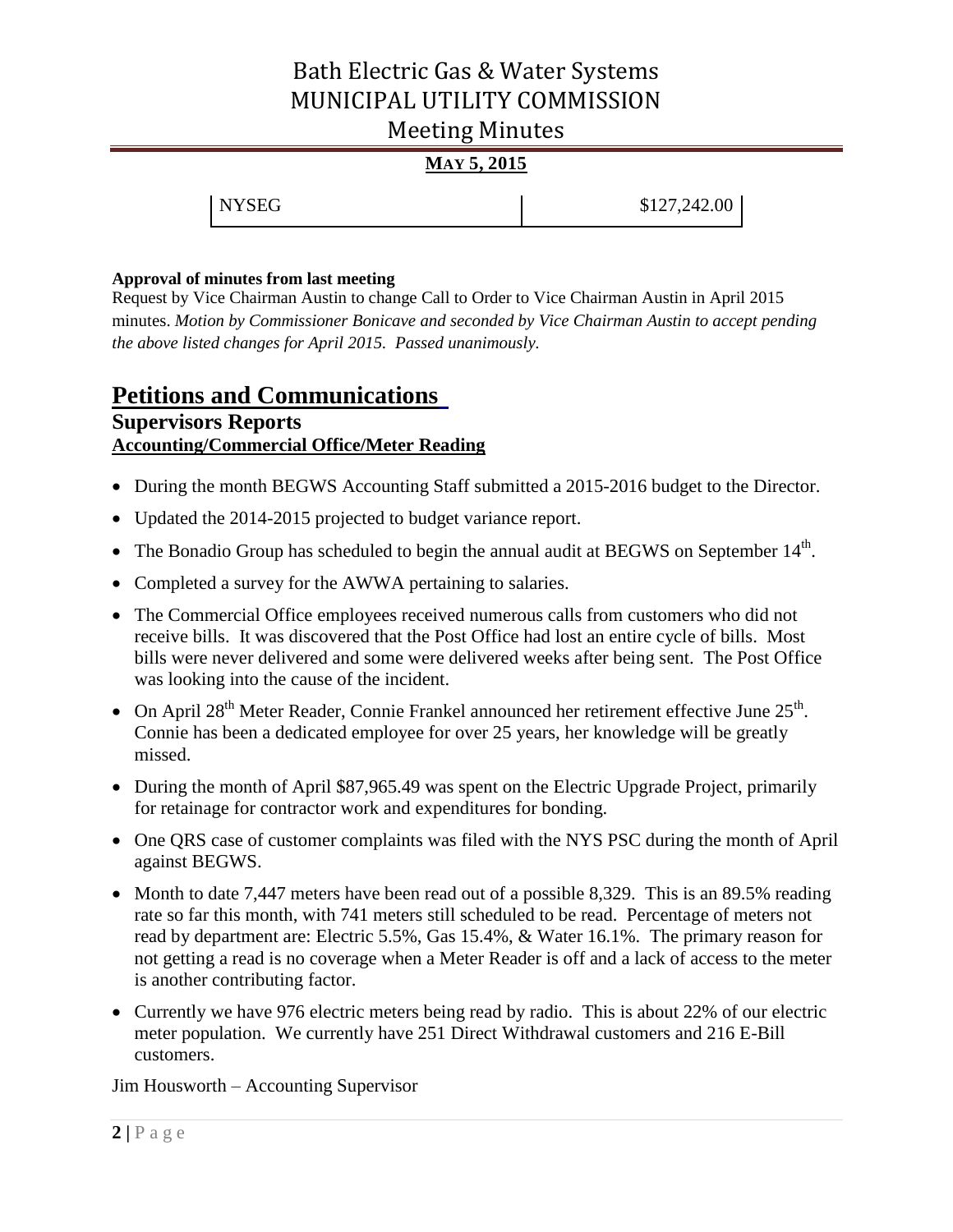| NYSEG | $127,242.00 |
| --- | --- |

**Approval of minutes from last meeting**

Request by Vice Chairman Austin to change Call to Order to Vice Chairman Austin in April 2015 minutes. *Motion by Commissioner Bonicave and seconded by Vice Chairman Austin to accept pending the above listed changes for April 2015. Passed unanimously.*

# Petitions and Communications

## Supervisors Reports

### Accounting/Commercial Office/Meter Reading

- During the month BEGWS Accounting Staff submitted a 2015-2016 budget to the Director.
- Updated the 2014-2015 projected to budget variance report.
- The Bonadio Group has scheduled to begin the annual audit at BEGWS on September 14th.
- Completed a survey for the AWWA pertaining to salaries.
- The Commercial Office employees received numerous calls from customers who did not receive bills. It was discovered that the Post Office had lost an entire cycle of bills. Most bills were never delivered and some were delivered weeks after being sent. The Post Office was looking into the cause of the incident.
- On April 28th Meter Reader, Connie Frankel announced her retirement effective June 25th. Connie has been a dedicated employee for over 25 years, her knowledge will be greatly missed.
- During the month of April $87,965.49 was spent on the Electric Upgrade Project, primarily for retainage for contractor work and expenditures for bonding.
- One QRS case of customer complaints was filed with the NYS PSC during the month of April against BEGWS.
- Month to date 7,447 meters have been read out of a possible 8,329. This is an 89.5% reading rate so far this month, with 741 meters still scheduled to be read. Percentage of meters not read by department are: Electric 5.5%, Gas 15.4%, & Water 16.1%. The primary reason for not getting a read is no coverage when a Meter Reader is off and a lack of access to the meter is another contributing factor.
- Currently we have 976 electric meters being read by radio. This is about 22% of our electric meter population. We currently have 251 Direct Withdrawal customers and 216 E-Bill customers.

Jim Housworth – Accounting Supervisor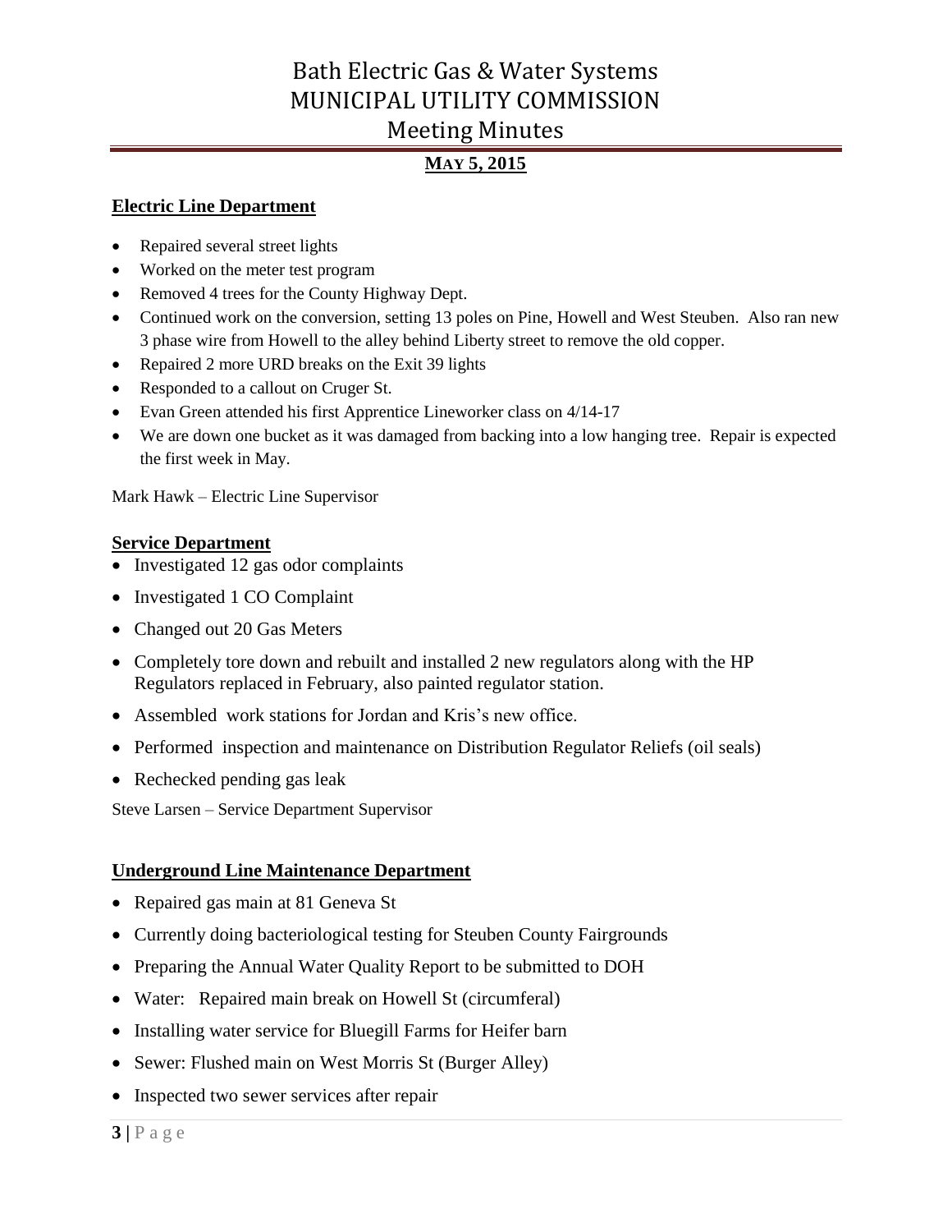# Bath Electric Gas & Water Systems
# MUNICIPAL UTILITY COMMISSION
# Meeting Minutes

**MAY 5, 2015**

## Electric Line Department

- Repaired several street lights
- Worked on the meter test program
- Removed 4 trees for the County Highway Dept.
- Continued work on the conversion, setting 13 poles on Pine, Howell and West Steuben. Also ran new 3 phase wire from Howell to the alley behind Liberty street to remove the old copper.
- Repaired 2 more URD breaks on the Exit 39 lights
- Responded to a callout on Cruger St.
- Evan Green attended his first Apprentice Lineworker class on 4/14-17
- We are down one bucket as it was damaged from backing into a low hanging tree. Repair is expected the first week in May.

Mark Hawk – Electric Line Supervisor

## Service Department

- Investigated 12 gas odor complaints
- Investigated 1 CO Complaint
- Changed out 20 Gas Meters
- Completely tore down and rebuilt and installed 2 new regulators along with the HP Regulators replaced in February, also painted regulator station.
- Assembled work stations for Jordan and Kris's new office.
- Performed inspection and maintenance on Distribution Regulator Reliefs (oil seals)
- Rechecked pending gas leak

Steve Larsen – Service Department Supervisor

## Underground Line Maintenance Department

- Repaired gas main at 81 Geneva St
- Currently doing bacteriological testing for Steuben County Fairgrounds
- Preparing the Annual Water Quality Report to be submitted to DOH
- Water: Repaired main break on Howell St (circumferal)
- Installing water service for Bluegill Farms for Heifer barn
- Sewer: Flushed main on West Morris St (Burger Alley)
- Inspected two sewer services after repair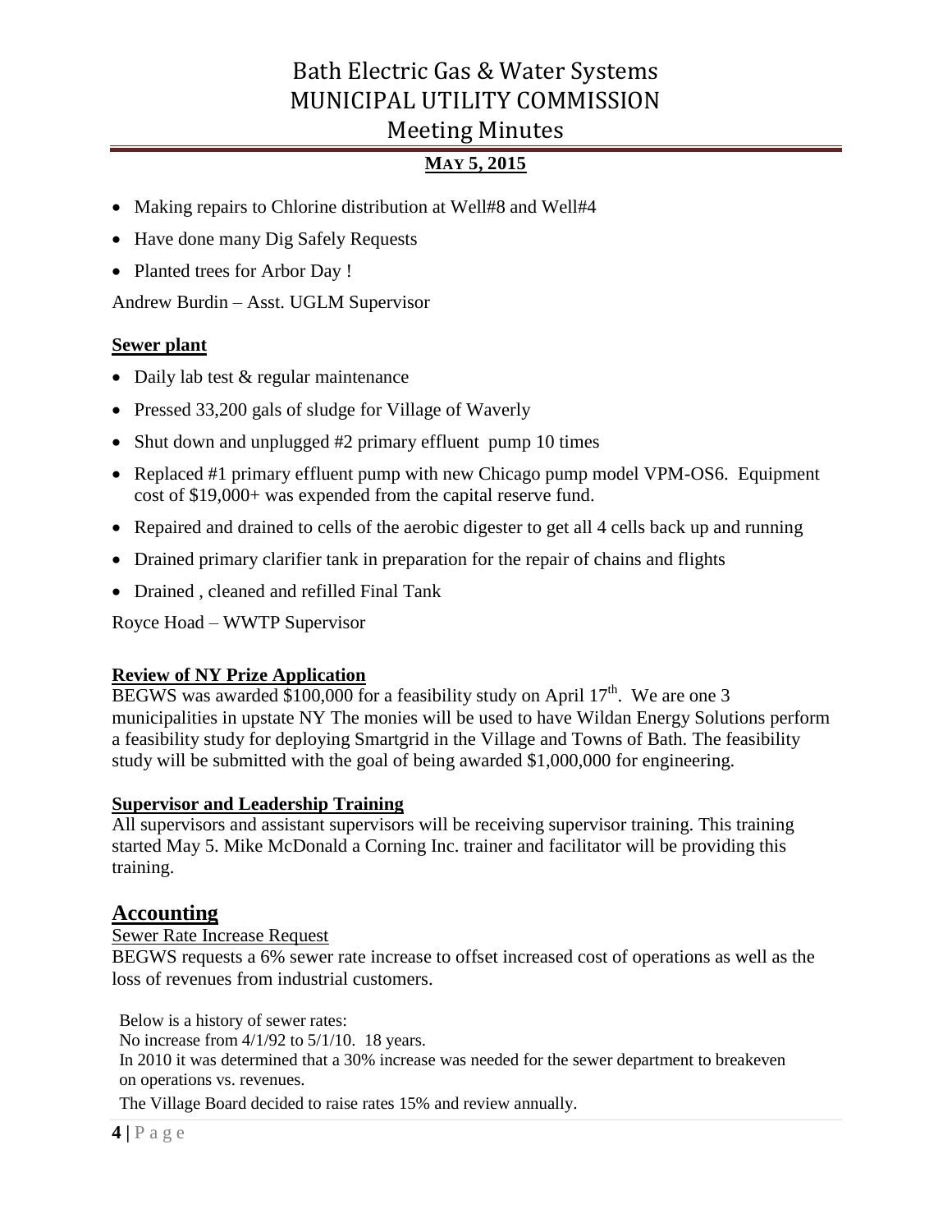- Making repairs to Chlorine distribution at Well#8 and Well#4
- Have done many Dig Safely Requests
- Planted trees for Arbor Day !

Andrew Burdin – Asst. UGLM Supervisor

### Sewer plant

- Daily lab test & regular maintenance
- Pressed 33,200 gals of sludge for Village of Waverly
- Shut down and unplugged #2 primary effluent pump 10 times
- Replaced #1 primary effluent pump with new Chicago pump model VPM-OS6. Equipment cost of $19,000+ was expended from the capital reserve fund.
- Repaired and drained to cells of the aerobic digester to get all 4 cells back up and running
- Drained primary clarifier tank in preparation for the repair of chains and flights
- Drained , cleaned and refilled Final Tank

Royce Hoad – WWTP Supervisor

### Review of NY Prize Application

BEGWS was awarded $100,000 for a feasibility study on April 17th. We are one 3 municipalities in upstate NY The monies will be used to have Wildan Energy Solutions perform a feasibility study for deploying Smartgrid in the Village and Towns of Bath. The feasibility study will be submitted with the goal of being awarded $1,000,000 for engineering.

### Supervisor and Leadership Training

All supervisors and assistant supervisors will be receiving supervisor training. This training started May 5. Mike McDonald a Corning Inc. trainer and facilitator will be providing this training.

## Accounting

Sewer Rate Increase Request

BEGWS requests a 6% sewer rate increase to offset increased cost of operations as well as the loss of revenues from industrial customers.

Below is a history of sewer rates:
No increase from 4/1/92 to 5/1/10. 18 years.
In 2010 it was determined that a 30% increase was needed for the sewer department to breakeven on operations vs. revenues.
The Village Board decided to raise rates 15% and review annually.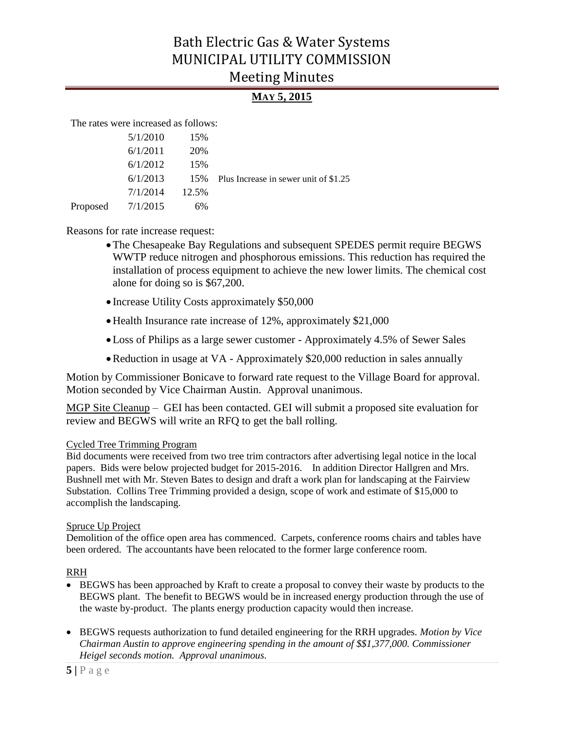The rates were increased as follows:

| | | | |
|---|---|---|---|
| | 5/1/2010 | 15% | |
| | 6/1/2011 | 20% | |
| | 6/1/2012 | 15% | |
| | 6/1/2013 | 15% | Plus Increase in sewer unit of $1.25 |
| | 7/1/2014 | 12.5% | |
| Proposed | 7/1/2015 | 6% | |

Reasons for rate increase request:

- The Chesapeake Bay Regulations and subsequent SPEDES permit require BEGWS WWTP reduce nitrogen and phosphorous emissions. This reduction has required the installation of process equipment to achieve the new lower limits. The chemical cost alone for doing so is $67,200.
- Increase Utility Costs approximately $50,000
- Health Insurance rate increase of 12%, approximately $21,000
- Loss of Philips as a large sewer customer - Approximately 4.5% of Sewer Sales
- Reduction in usage at VA - Approximately $20,000 reduction in sales annually

Motion by Commissioner Bonicave to forward rate request to the Village Board for approval. Motion seconded by Vice Chairman Austin. Approval unanimous.

MGP Site Cleanup – GEI has been contacted. GEI will submit a proposed site evaluation for review and BEGWS will write an RFQ to get the ball rolling.

Cycled Tree Trimming Program

Bid documents were received from two tree trim contractors after advertising legal notice in the local papers. Bids were below projected budget for 2015-2016. In addition Director Hallgren and Mrs. Bushnell met with Mr. Steven Bates to design and draft a work plan for landscaping at the Fairview Substation. Collins Tree Trimming provided a design, scope of work and estimate of $15,000 to accomplish the landscaping.

Spruce Up Project

Demolition of the office open area has commenced. Carpets, conference rooms chairs and tables have been ordered. The accountants have been relocated to the former large conference room.

RRH

- BEGWS has been approached by Kraft to create a proposal to convey their waste by products to the BEGWS plant. The benefit to BEGWS would be in increased energy production through the use of the waste by-product. The plants energy production capacity would then increase.
- BEGWS requests authorization to fund detailed engineering for the RRH upgrades. *Motion by Vice Chairman Austin to approve engineering spending in the amount of $$1,377,000. Commissioner Heigel seconds motion. Approval unanimous.*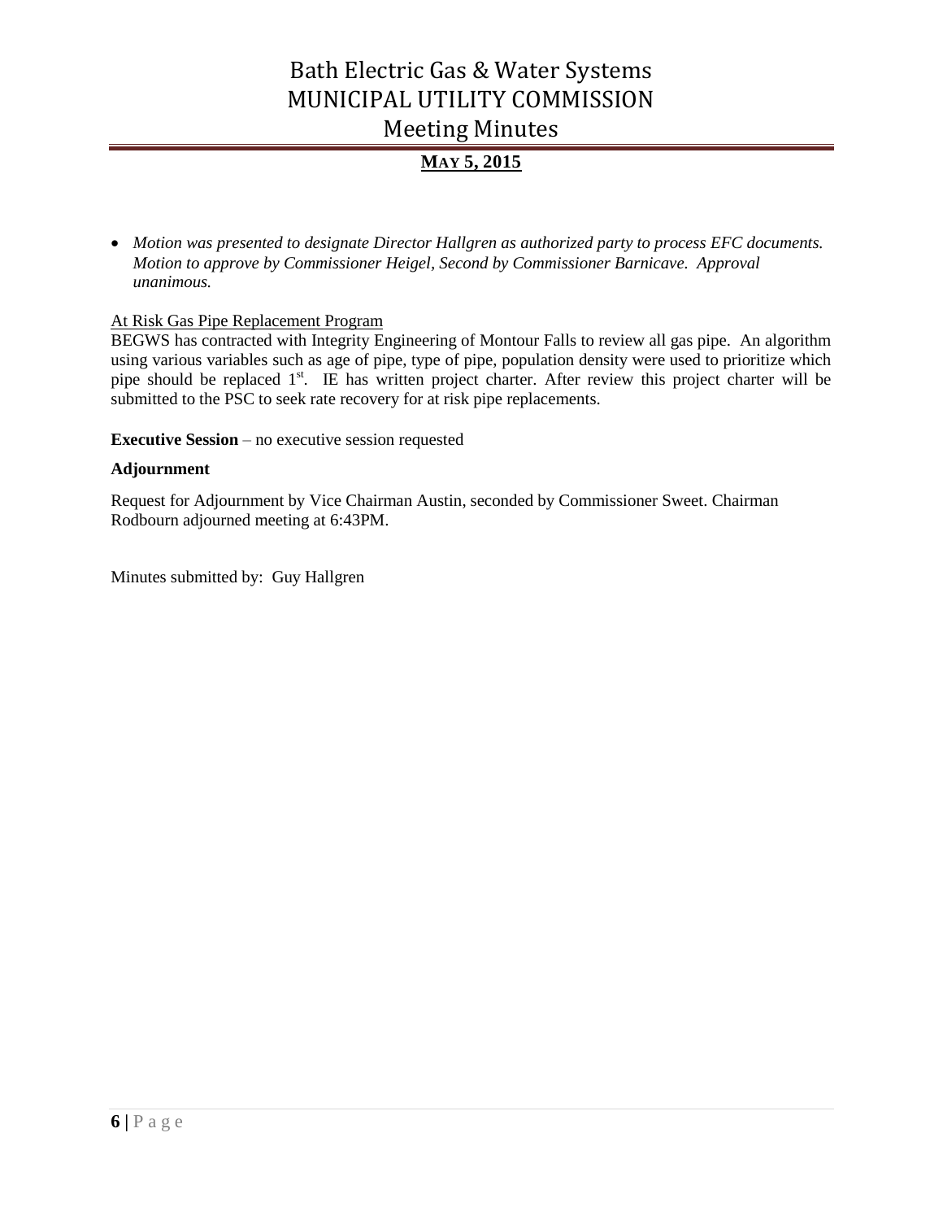- *Motion was presented to designate Director Hallgren as authorized party to process EFC documents. Motion to approve by Commissioner Heigel, Second by Commissioner Barnicave. Approval unanimous.*

At Risk Gas Pipe Replacement Program

BEGWS has contracted with Integrity Engineering of Montour Falls to review all gas pipe. An algorithm using various variables such as age of pipe, type of pipe, population density were used to prioritize which pipe should be replaced 1st. IE has written project charter. After review this project charter will be submitted to the PSC to seek rate recovery for at risk pipe replacements.

**Executive Session** – no executive session requested

**Adjournment**

Request for Adjournment by Vice Chairman Austin, seconded by Commissioner Sweet. Chairman Rodbourn adjourned meeting at 6:43PM.

Minutes submitted by: Guy Hallgren